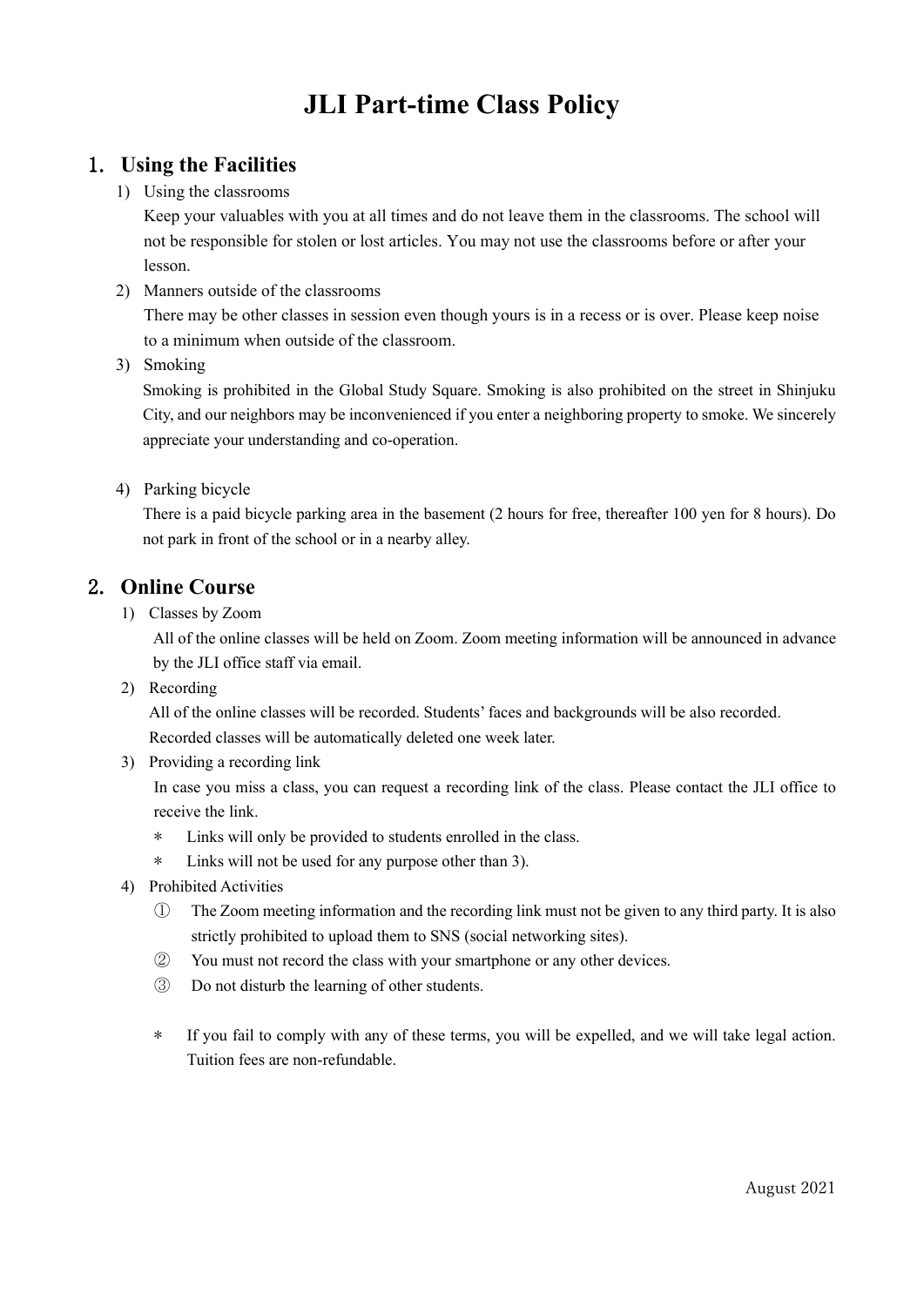# JLI Part-time Class Policy

## 1. Using the Facilities

1) Using the classrooms

   Keep your valuables with you at all times and do not leave them in the classrooms. The school will not be responsible for stolen or lost articles. You may not use the classrooms before or after your lesson.

2) Manners outside of the classrooms

   There may be other classes in session even though yours is in a recess or is over. Please keep noise to a minimum when outside of the classroom.

3) Smoking

   Smoking is prohibited in the Global Study Square. Smoking is also prohibited on the street in Shinjuku City, and our neighbors may be inconvenienced if you enter a neighboring property to smoke. We sincerely appreciate your understanding and co-operation.

4) Parking bicycle

   There is a paid bicycle parking area in the basement (2 hours for free, thereafter 100 yen for 8 hours). Do not park in front of the school or in a nearby alley.

## 2. Online Course

1) Classes by Zoom

   All of the online classes will be held on Zoom. Zoom meeting information will be announced in advance by the JLI office staff via email.

2) Recording

   All of the online classes will be recorded. Students' faces and backgrounds will be also recorded. Recorded classes will be automatically deleted one week later.

3) Providing a recording link

   In case you miss a class, you can request a recording link of the class. Please contact the JLI office to receive the link.

   ＊ Links will only be provided to students enrolled in the class.

   ＊ Links will not be used for any purpose other than 3).

4) Prohibited Activities

   ① The Zoom meeting information and the recording link must not be given to any third party. It is also strictly prohibited to upload them to SNS (social networking sites).

   ② You must not record the class with your smartphone or any other devices.

   ③ Do not disturb the learning of other students.

   ＊ If you fail to comply with any of these terms, you will be expelled, and we will take legal action. Tuition fees are non-refundable.

August 2021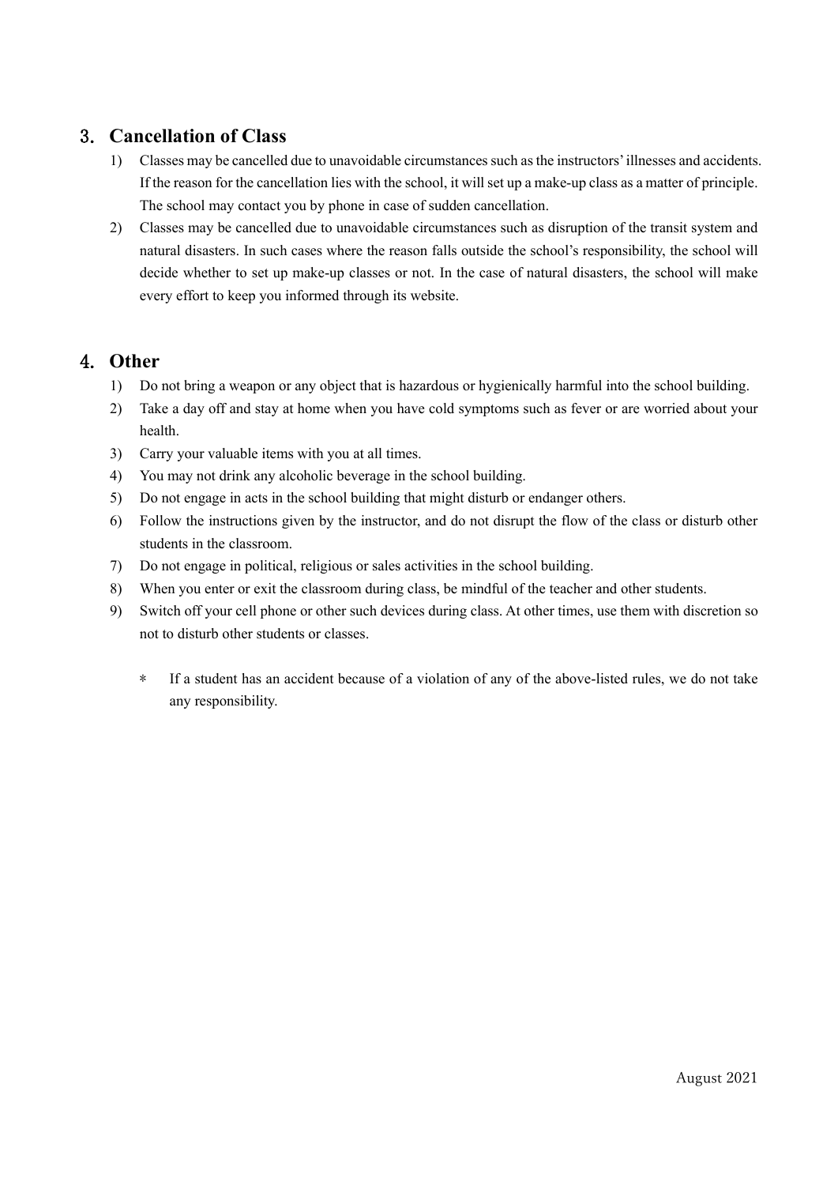## 3. Cancellation of Class

1) Classes may be cancelled due to unavoidable circumstances such as the instructors' illnesses and accidents. If the reason for the cancellation lies with the school, it will set up a make-up class as a matter of principle. The school may contact you by phone in case of sudden cancellation.
2) Classes may be cancelled due to unavoidable circumstances such as disruption of the transit system and natural disasters. In such cases where the reason falls outside the school's responsibility, the school will decide whether to set up make-up classes or not. In the case of natural disasters, the school will make every effort to keep you informed through its website.

## 4. Other

1) Do not bring a weapon or any object that is hazardous or hygienically harmful into the school building.
2) Take a day off and stay at home when you have cold symptoms such as fever or are worried about your health.
3) Carry your valuable items with you at all times.
4) You may not drink any alcoholic beverage in the school building.
5) Do not engage in acts in the school building that might disturb or endanger others.
6) Follow the instructions given by the instructor, and do not disrupt the flow of the class or disturb other students in the classroom.
7) Do not engage in political, religious or sales activities in the school building.
8) When you enter or exit the classroom during class, be mindful of the teacher and other students.
9) Switch off your cell phone or other such devices during class. At other times, use them with discretion so not to disturb other students or classes.

＊ If a student has an accident because of a violation of any of the above-listed rules, we do not take any responsibility.

August 2021